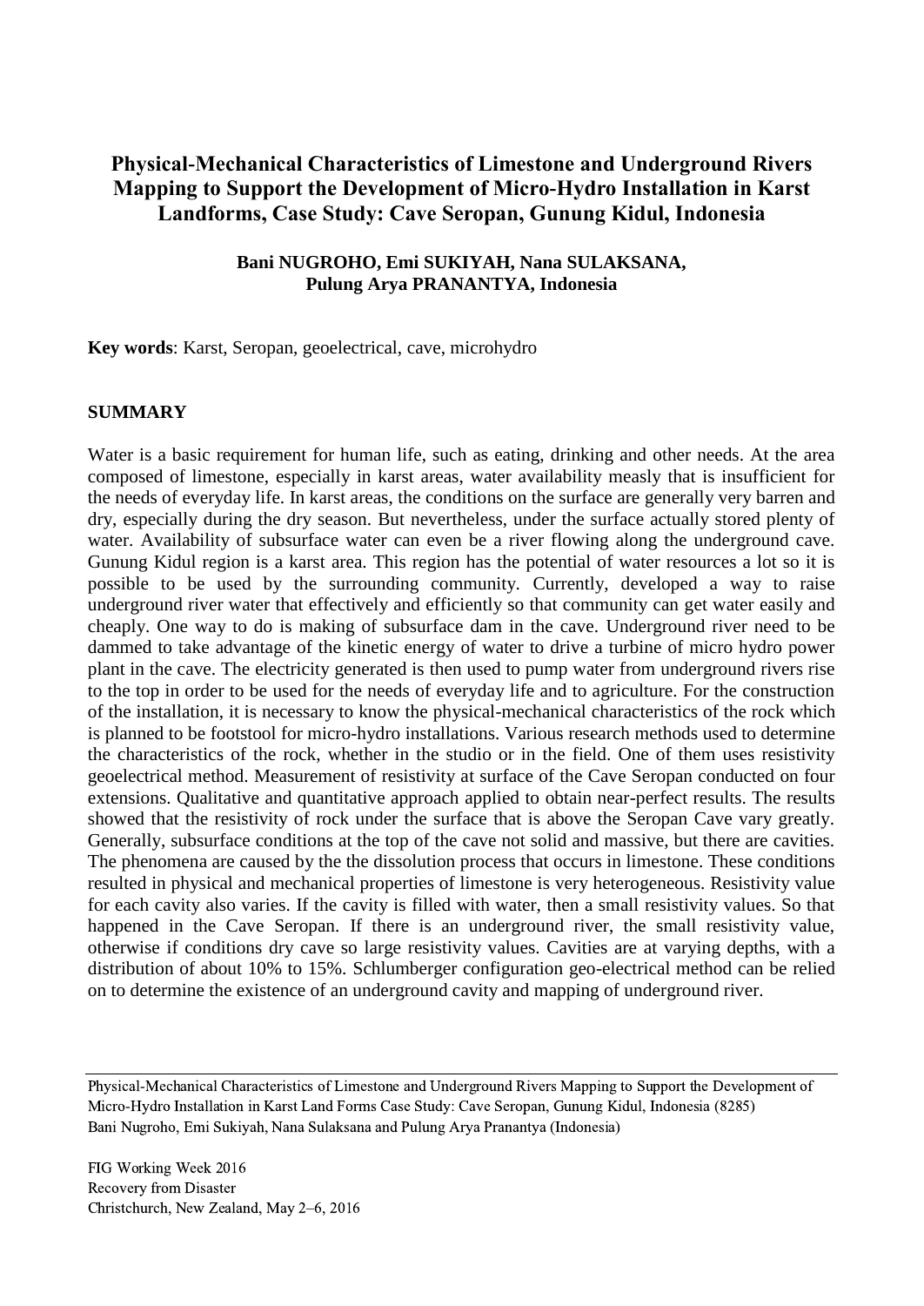# Physical-Mechanical Characteristics of Limestone and Underground Rivers Mapping to Support the Development of Micro-Hydro Installation in Karst Landforms, Case Study: Cave Seropan, Gunung Kidul, Indonesia

**Bani NUGROHO, Emi SUKIYAH, Nana SULAKSANA, Pulung Arya PRANANTYA, Indonesia**

**Key words**: Karst, Seropan, geoelectrical, cave, microhydro

## SUMMARY

Water is a basic requirement for human life, such as eating, drinking and other needs. At the area composed of limestone, especially in karst areas, water availability measly that is insufficient for the needs of everyday life. In karst areas, the conditions on the surface are generally very barren and dry, especially during the dry season. But nevertheless, under the surface actually stored plenty of water. Availability of subsurface water can even be a river flowing along the underground cave. Gunung Kidul region is a karst area. This region has the potential of water resources a lot so it is possible to be used by the surrounding community. Currently, developed a way to raise underground river water that effectively and efficiently so that community can get water easily and cheaply. One way to do is making of subsurface dam in the cave. Underground river need to be dammed to take advantage of the kinetic energy of water to drive a turbine of micro hydro power plant in the cave. The electricity generated is then used to pump water from underground rivers rise to the top in order to be used for the needs of everyday life and to agriculture. For the construction of the installation, it is necessary to know the physical-mechanical characteristics of the rock which is planned to be footstool for micro-hydro installations. Various research methods used to determine the characteristics of the rock, whether in the studio or in the field. One of them uses resistivity geoelectrical method. Measurement of resistivity at surface of the Cave Seropan conducted on four extensions. Qualitative and quantitative approach applied to obtain near-perfect results. The results showed that the resistivity of rock under the surface that is above the Seropan Cave vary greatly. Generally, subsurface conditions at the top of the cave not solid and massive, but there are cavities. The phenomena are caused by the the dissolution process that occurs in limestone. These conditions resulted in physical and mechanical properties of limestone is very heterogeneous. Resistivity value for each cavity also varies. If the cavity is filled with water, then a small resistivity values. So that happened in the Cave Seropan. If there is an underground river, the small resistivity value, otherwise if conditions dry cave so large resistivity values. Cavities are at varying depths, with a distribution of about 10% to 15%. Schlumberger configuration geo-electrical method can be relied on to determine the existence of an underground cavity and mapping of underground river.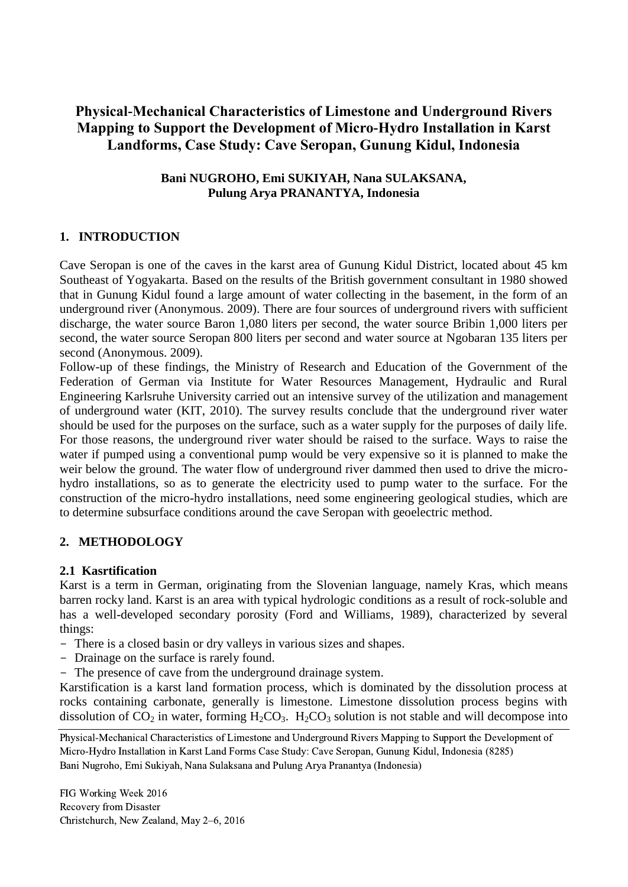# Physical-Mechanical Characteristics of Limestone and Underground Rivers Mapping to Support the Development of Micro-Hydro Installation in Karst Landforms, Case Study: Cave Seropan, Gunung Kidul, Indonesia

**Bani NUGROHO, Emi SUKIYAH, Nana SULAKSANA, Pulung Arya PRANANTYA, Indonesia**

## 1. INTRODUCTION

Cave Seropan is one of the caves in the karst area of Gunung Kidul District, located about 45 km Southeast of Yogyakarta. Based on the results of the British government consultant in 1980 showed that in Gunung Kidul found a large amount of water collecting in the basement, in the form of an underground river (Anonymous. 2009). There are four sources of underground rivers with sufficient discharge, the water source Baron 1,080 liters per second, the water source Bribin 1,000 liters per second, the water source Seropan 800 liters per second and water source at Ngobaran 135 liters per second (Anonymous. 2009).

Follow-up of these findings, the Ministry of Research and Education of the Government of the Federation of German via Institute for Water Resources Management, Hydraulic and Rural Engineering Karlsruhe University carried out an intensive survey of the utilization and management of underground water (KIT, 2010). The survey results conclude that the underground river water should be used for the purposes on the surface, such as a water supply for the purposes of daily life. For those reasons, the underground river water should be raised to the surface. Ways to raise the water if pumped using a conventional pump would be very expensive so it is planned to make the weir below the ground. The water flow of underground river dammed then used to drive the micro-hydro installations, so as to generate the electricity used to pump water to the surface. For the construction of the micro-hydro installations, need some engineering geological studies, which are to determine subsurface conditions around the cave Seropan with geoelectric method.

## 2. METHODOLOGY

### 2.1 Kasrtification

Karst is a term in German, originating from the Slovenian language, namely Kras, which means barren rocky land. Karst is an area with typical hydrologic conditions as a result of rock-soluble and has a well-developed secondary porosity (Ford and Williams, 1989), characterized by several things:

- There is a closed basin or dry valleys in various sizes and shapes.
- Drainage on the surface is rarely found.
- The presence of cave from the underground drainage system.

Karstification is a karst land formation process, which is dominated by the dissolution process at rocks containing carbonate, generally is limestone. Limestone dissolution process begins with dissolution of $CO_2$ in water, forming $H_2CO_3$. $H_2CO_3$ solution is not stable and will decompose into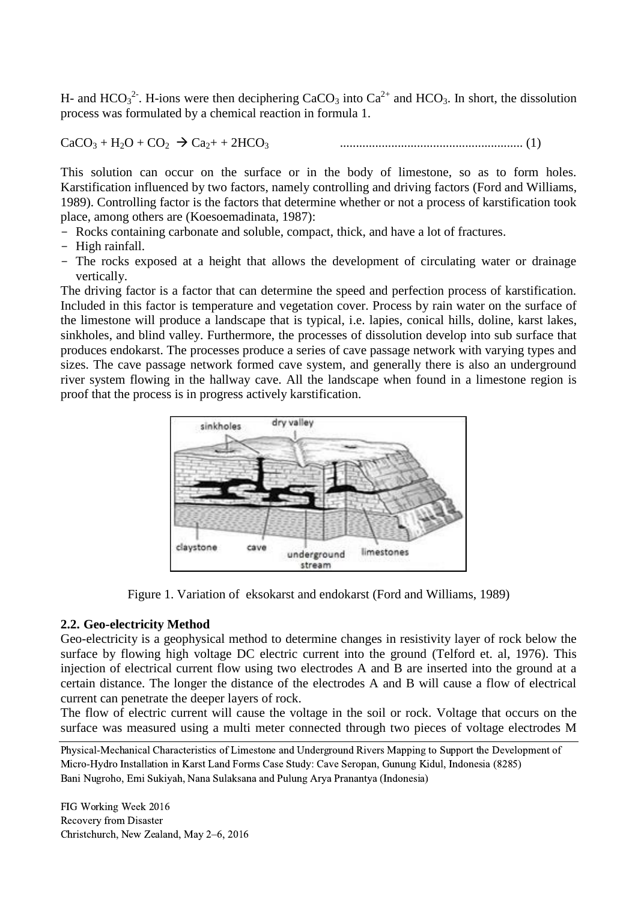H- and $HCO_3^{2-}$. H-ions were then deciphering $CaCO_3$ into $Ca^{2+}$ and $HCO_3$. In short, the dissolution process was formulated by a chemical reaction in formula 1.

$$CaCO_3 + H_2O + CO_2 \rightarrow Ca_2+ + 2HCO_3 \quad \text{.........................................................} (1)$$

This solution can occur on the surface or in the body of limestone, so as to form holes. Karstification influenced by two factors, namely controlling and driving factors (Ford and Williams, 1989). Controlling factor is the factors that determine whether or not a process of karstification took place, among others are (Koesoemadinata, 1987):

- Rocks containing carbonate and soluble, compact, thick, and have a lot of fractures.
- High rainfall.
- The rocks exposed at a height that allows the development of circulating water or drainage vertically.

The driving factor is a factor that can determine the speed and perfection process of karstification. Included in this factor is temperature and vegetation cover. Process by rain water on the surface of the limestone will produce a landscape that is typical, i.e. lapies, conical hills, doline, karst lakes, sinkholes, and blind valley. Furthermore, the processes of dissolution develop into sub surface that produces endokarst. The processes produce a series of cave passage network with varying types and sizes. The cave passage network formed cave system, and generally there is also an underground river system flowing in the hallway cave. All the landscape when found in a limestone region is proof that the process is in progress actively karstification.

Figure 1. Variation of eksokarst and endokarst (Ford and Williams, 1989)

### 2.2. Geo-electricity Method

Geo-electricity is a geophysical method to determine changes in resistivity layer of rock below the surface by flowing high voltage DC electric current into the ground (Telford et. al, 1976). This injection of electrical current flow using two electrodes A and B are inserted into the ground at a certain distance. The longer the distance of the electrodes A and B will cause a flow of electrical current can penetrate the deeper layers of rock.

The flow of electric current will cause the voltage in the soil or rock. Voltage that occurs on the surface was measured using a multi meter connected through two pieces of voltage electrodes M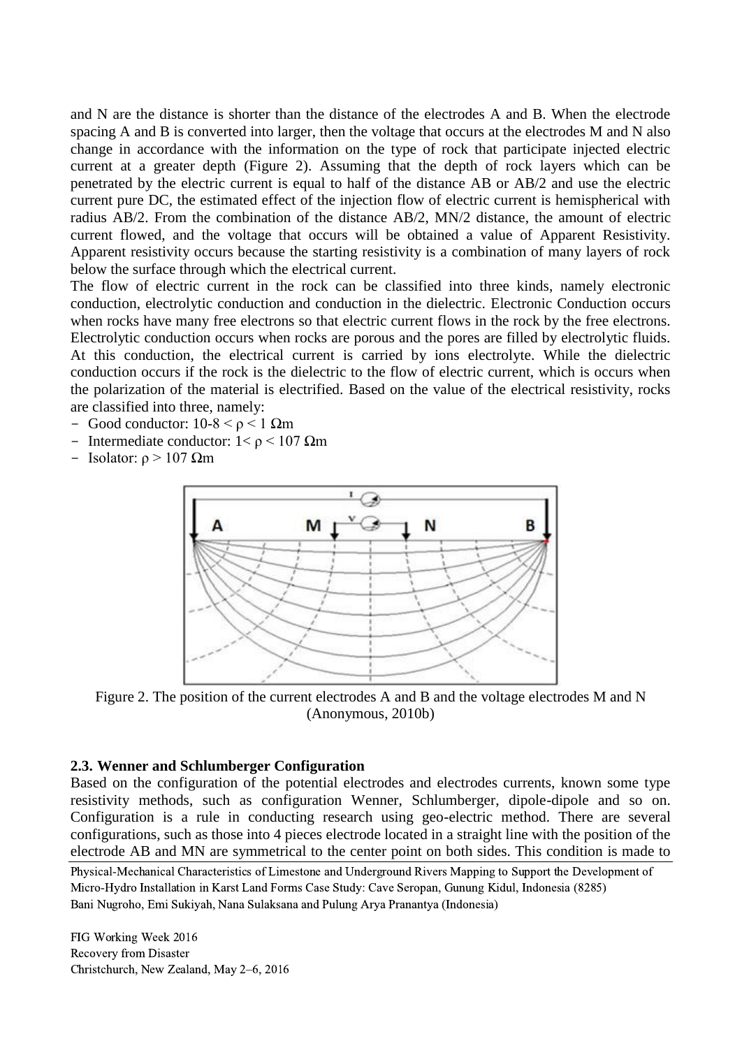and N are the distance is shorter than the distance of the electrodes A and B. When the electrode spacing A and B is converted into larger, then the voltage that occurs at the electrodes M and N also change in accordance with the information on the type of rock that participate injected electric current at a greater depth (Figure 2). Assuming that the depth of rock layers which can be penetrated by the electric current is equal to half of the distance AB or AB/2 and use the electric current pure DC, the estimated effect of the injection flow of electric current is hemispherical with radius AB/2. From the combination of the distance AB/2, MN/2 distance, the amount of electric current flowed, and the voltage that occurs will be obtained a value of Apparent Resistivity. Apparent resistivity occurs because the starting resistivity is a combination of many layers of rock below the surface through which the electrical current.

The flow of electric current in the rock can be classified into three kinds, namely electronic conduction, electrolytic conduction and conduction in the dielectric. Electronic Conduction occurs when rocks have many free electrons so that electric current flows in the rock by the free electrons. Electrolytic conduction occurs when rocks are porous and the pores are filled by electrolytic fluids. At this conduction, the electrical current is carried by ions electrolyte. While the dielectric conduction occurs if the rock is the dielectric to the flow of electric current, which is occurs when the polarization of the material is electrified. Based on the value of the electrical resistivity, rocks are classified into three, namely:

- Good conductor: $10\text{-}8 < \rho < 1$ Ωm
- Intermediate conductor: $1 < \rho < 107$ Ωm
- Isolator: $\rho > 107$ Ωm

Figure 2. The position of the current electrodes A and B and the voltage electrodes M and N (Anonymous, 2010b)

### 2.3. Wenner and Schlumberger Configuration

Based on the configuration of the potential electrodes and electrodes currents, known some type resistivity methods, such as configuration Wenner, Schlumberger, dipole-dipole and so on. Configuration is a rule in conducting research using geo-electric method. There are several configurations, such as those into 4 pieces electrode located in a straight line with the position of the electrode AB and MN are symmetrical to the center point on both sides. This condition is made to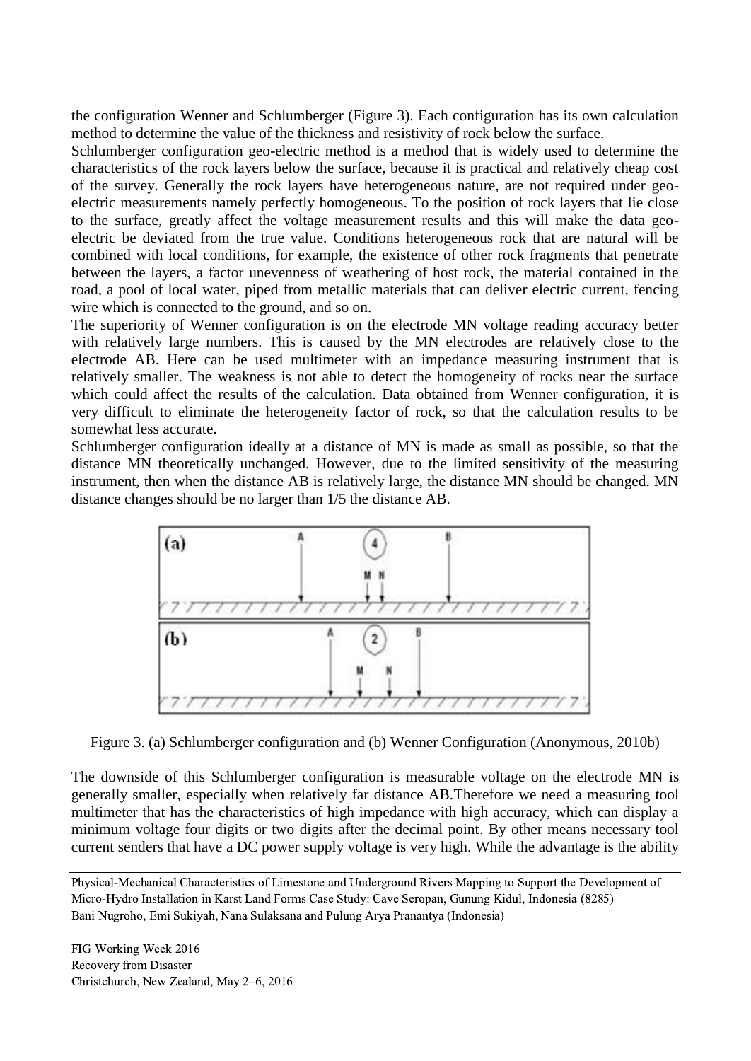the configuration Wenner and Schlumberger (Figure 3). Each configuration has its own calculation method to determine the value of the thickness and resistivity of rock below the surface.

Schlumberger configuration geo-electric method is a method that is widely used to determine the characteristics of the rock layers below the surface, because it is practical and relatively cheap cost of the survey. Generally the rock layers have heterogeneous nature, are not required under geo-electric measurements namely perfectly homogeneous. To the position of rock layers that lie close to the surface, greatly affect the voltage measurement results and this will make the data geo-electric be deviated from the true value. Conditions heterogeneous rock that are natural will be combined with local conditions, for example, the existence of other rock fragments that penetrate between the layers, a factor unevenness of weathering of host rock, the material contained in the road, a pool of local water, piped from metallic materials that can deliver electric current, fencing wire which is connected to the ground, and so on.

The superiority of Wenner configuration is on the electrode MN voltage reading accuracy better with relatively large numbers. This is caused by the MN electrodes are relatively close to the electrode AB. Here can be used multimeter with an impedance measuring instrument that is relatively smaller. The weakness is not able to detect the homogeneity of rocks near the surface which could affect the results of the calculation. Data obtained from Wenner configuration, it is very difficult to eliminate the heterogeneity factor of rock, so that the calculation results to be somewhat less accurate.

Schlumberger configuration ideally at a distance of MN is made as small as possible, so that the distance MN theoretically unchanged. However, due to the limited sensitivity of the measuring instrument, then when the distance AB is relatively large, the distance MN should be changed. MN distance changes should be no larger than 1/5 the distance AB.

Figure 3. (a) Schlumberger configuration and (b) Wenner Configuration (Anonymous, 2010b)

The downside of this Schlumberger configuration is measurable voltage on the electrode MN is generally smaller, especially when relatively far distance AB.Therefore we need a measuring tool multimeter that has the characteristics of high impedance with high accuracy, which can display a minimum voltage four digits or two digits after the decimal point. By other means necessary tool current senders that have a DC power supply voltage is very high. While the advantage is the ability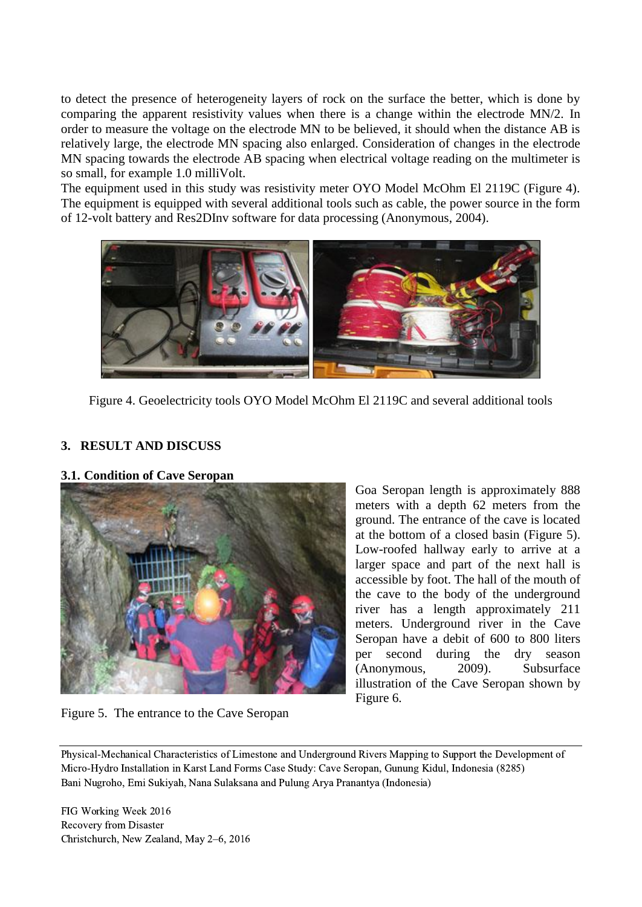to detect the presence of heterogeneity layers of rock on the surface the better, which is done by comparing the apparent resistivity values when there is a change within the electrode MN/2. In order to measure the voltage on the electrode MN to be believed, it should when the distance AB is relatively large, the electrode MN spacing also enlarged. Consideration of changes in the electrode MN spacing towards the electrode AB spacing when electrical voltage reading on the multimeter is so small, for example 1.0 milliVolt.

The equipment used in this study was resistivity meter OYO Model McOhm El 2119C (Figure 4). The equipment is equipped with several additional tools such as cable, the power source in the form of 12-volt battery and Res2DInv software for data processing (Anonymous, 2004).

Figure 4. Geoelectricity tools OYO Model McOhm El 2119C and several additional tools

## 3. RESULT AND DISCUSS

### 3.1. Condition of Cave Seropan

Goa Seropan length is approximately 888 meters with a depth 62 meters from the ground. The entrance of the cave is located at the bottom of a closed basin (Figure 5). Low-roofed hallway early to arrive at a larger space and part of the next hall is accessible by foot. The hall of the mouth of the cave to the body of the underground river has a length approximately 211 meters. Underground river in the Cave Seropan have a debit of 600 to 800 liters per second during the dry season (Anonymous, 2009). Subsurface illustration of the Cave Seropan shown by Figure 6.

Figure 5. The entrance to the Cave Seropan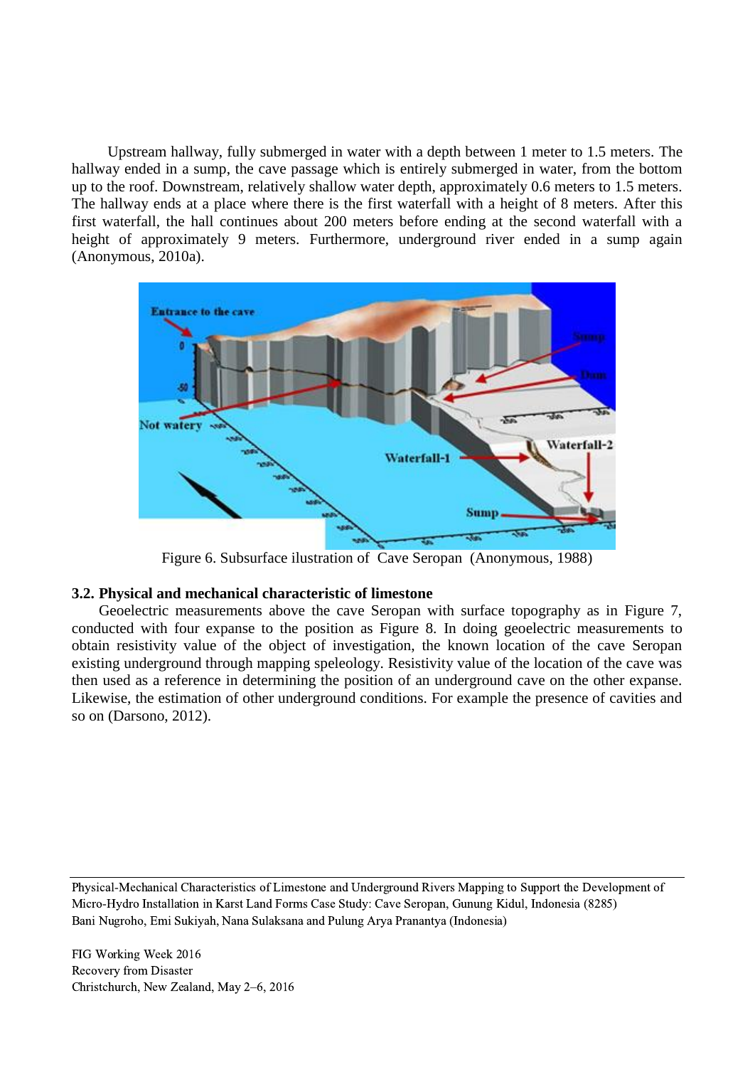Upstream hallway, fully submerged in water with a depth between 1 meter to 1.5 meters. The hallway ended in a sump, the cave passage which is entirely submerged in water, from the bottom up to the roof. Downstream, relatively shallow water depth, approximately 0.6 meters to 1.5 meters. The hallway ends at a place where there is the first waterfall with a height of 8 meters. After this first waterfall, the hall continues about 200 meters before ending at the second waterfall with a height of approximately 9 meters. Furthermore, underground river ended in a sump again (Anonymous, 2010a).

Figure 6. Subsurface ilustration of Cave Seropan (Anonymous, 1988)

### 3.2. Physical and mechanical characteristic of limestone

Geoelectric measurements above the cave Seropan with surface topography as in Figure 7, conducted with four expanse to the position as Figure 8. In doing geoelectric measurements to obtain resistivity value of the object of investigation, the known location of the cave Seropan existing underground through mapping speleology. Resistivity value of the location of the cave was then used as a reference in determining the position of an underground cave on the other expanse. Likewise, the estimation of other underground conditions. For example the presence of cavities and so on (Darsono, 2012).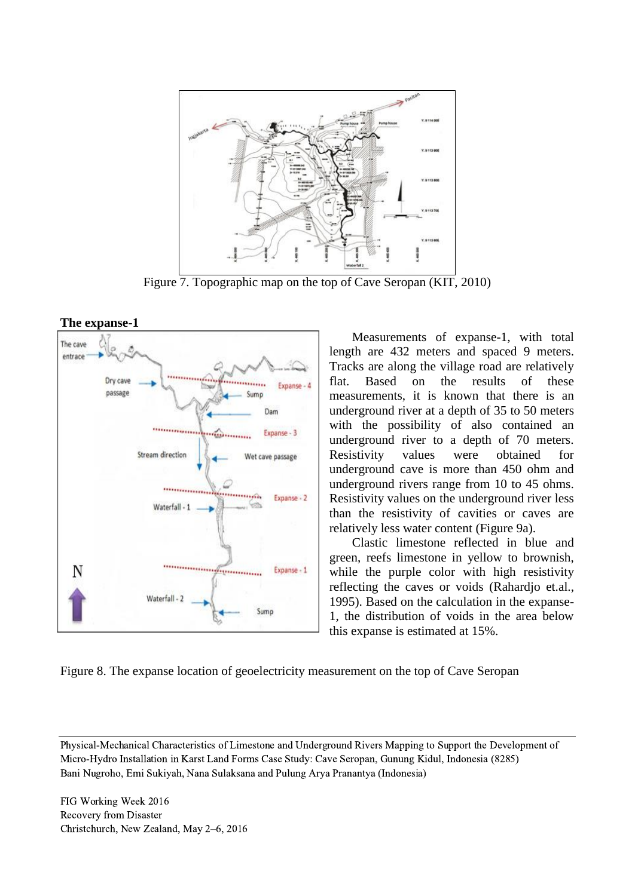Figure 7. Topographic map on the top of Cave Seropan (KIT, 2010)

**The expanse-1**

Measurements of expanse-1, with total length are 432 meters and spaced 9 meters. Tracks are along the village road are relatively flat. Based on the results of these measurements, it is known that there is an underground river at a depth of 35 to 50 meters with the possibility of also contained an underground river to a depth of 70 meters. Resistivity values were obtained for underground cave is more than 450 ohm and underground rivers range from 10 to 45 ohms. Resistivity values on the underground river less than the resistivity of cavities or caves are relatively less water content (Figure 9a).

Clastic limestone reflected in blue and green, reefs limestone in yellow to brownish, while the purple color with high resistivity reflecting the caves or voids (Rahardjo et.al., 1995). Based on the calculation in the expanse-1, the distribution of voids in the area below this expanse is estimated at 15%.

Figure 8. The expanse location of geoelectricity measurement on the top of Cave Seropan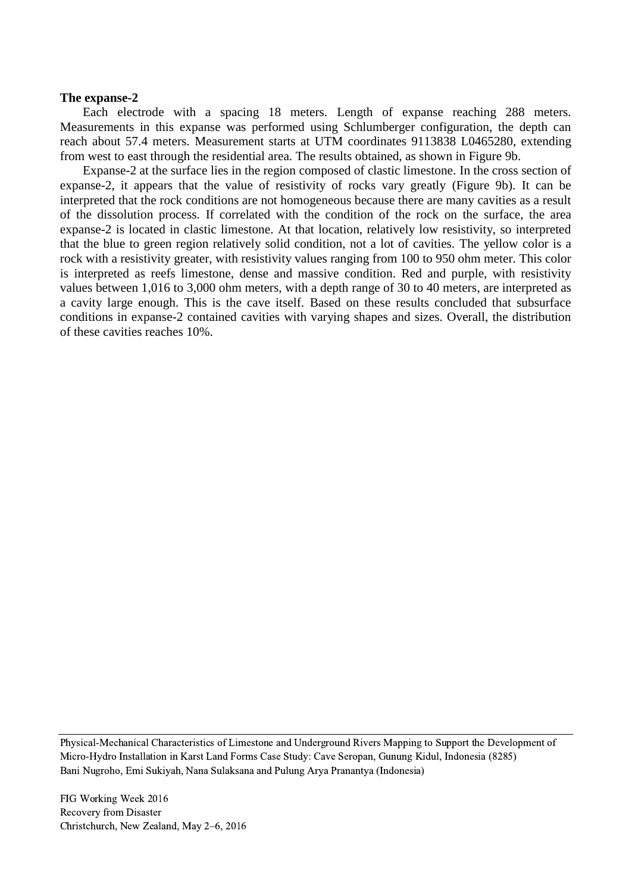**The expanse-2**

Each electrode with a spacing 18 meters. Length of expanse reaching 288 meters. Measurements in this expanse was performed using Schlumberger configuration, the depth can reach about 57.4 meters. Measurement starts at UTM coordinates 9113838 L0465280, extending from west to east through the residential area. The results obtained, as shown in Figure 9b.

Expanse-2 at the surface lies in the region composed of clastic limestone. In the cross section of expanse-2, it appears that the value of resistivity of rocks vary greatly (Figure 9b). It can be interpreted that the rock conditions are not homogeneous because there are many cavities as a result of the dissolution process. If correlated with the condition of the rock on the surface, the area expanse-2 is located in clastic limestone. At that location, relatively low resistivity, so interpreted that the blue to green region relatively solid condition, not a lot of cavities. The yellow color is a rock with a resistivity greater, with resistivity values ranging from 100 to 950 ohm meter. This color is interpreted as reefs limestone, dense and massive condition. Red and purple, with resistivity values between 1,016 to 3,000 ohm meters, with a depth range of 30 to 40 meters, are interpreted as a cavity large enough. This is the cave itself. Based on these results concluded that subsurface conditions in expanse-2 contained cavities with varying shapes and sizes. Overall, the distribution of these cavities reaches 10%.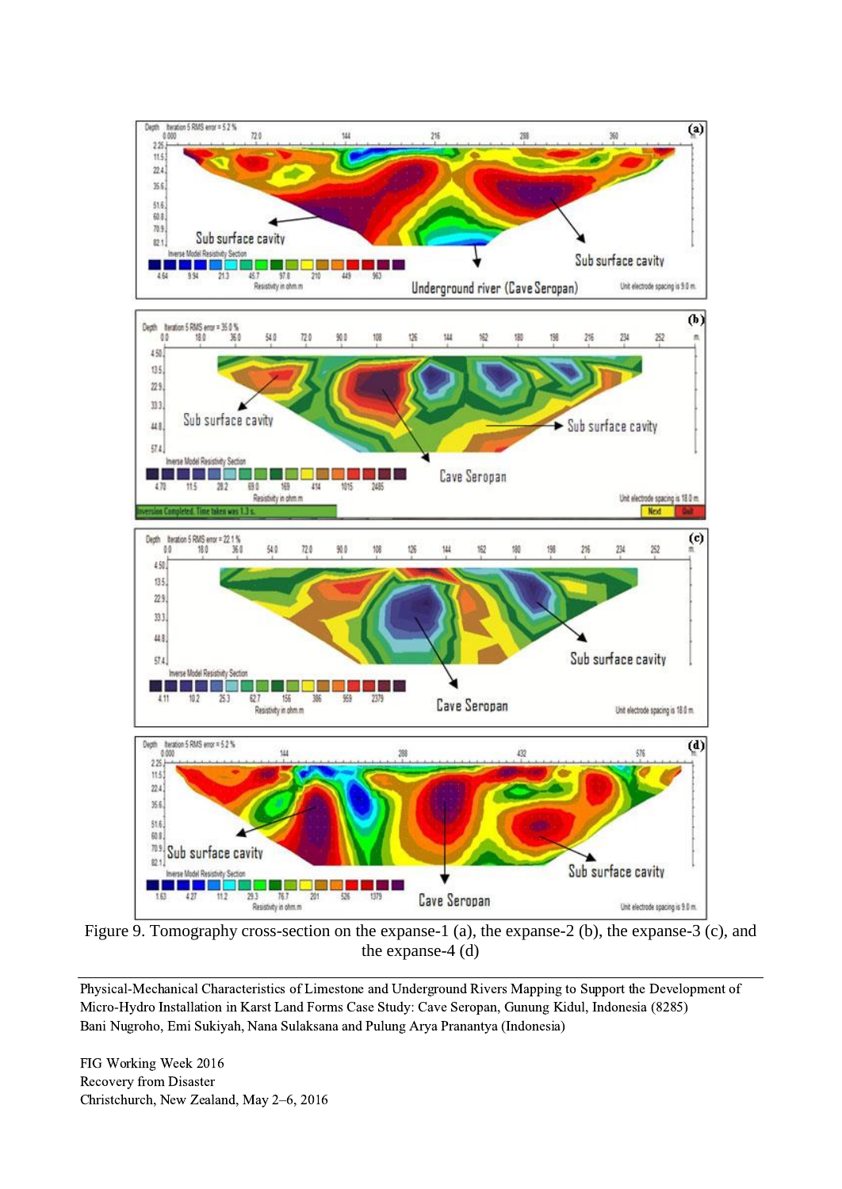Figure 9. Tomography cross-section on the expanse-1 (a), the expanse-2 (b), the expanse-3 (c), and the expanse-4 (d)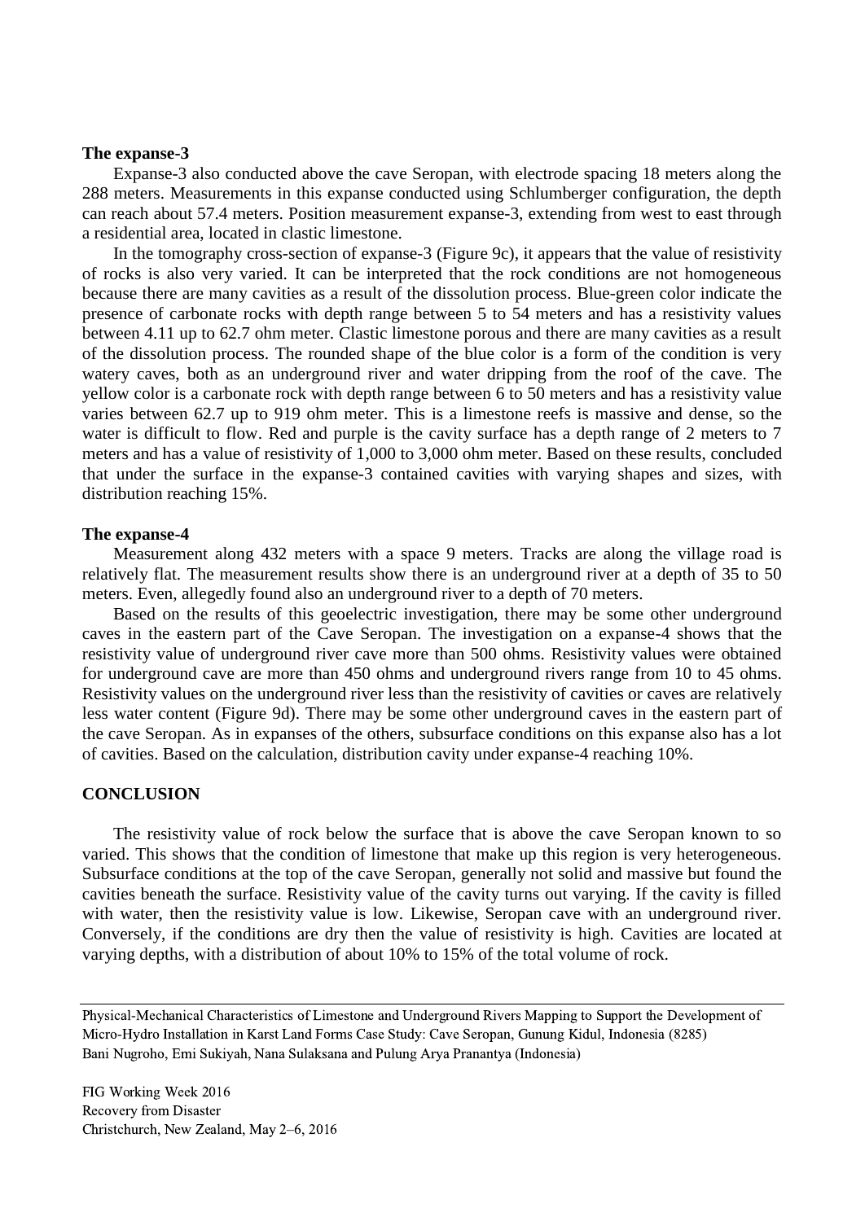**The expanse-3**

Expanse-3 also conducted above the cave Seropan, with electrode spacing 18 meters along the 288 meters. Measurements in this expanse conducted using Schlumberger configuration, the depth can reach about 57.4 meters. Position measurement expanse-3, extending from west to east through a residential area, located in clastic limestone.

In the tomography cross-section of expanse-3 (Figure 9c), it appears that the value of resistivity of rocks is also very varied. It can be interpreted that the rock conditions are not homogeneous because there are many cavities as a result of the dissolution process. Blue-green color indicate the presence of carbonate rocks with depth range between 5 to 54 meters and has a resistivity values between 4.11 up to 62.7 ohm meter. Clastic limestone porous and there are many cavities as a result of the dissolution process. The rounded shape of the blue color is a form of the condition is very watery caves, both as an underground river and water dripping from the roof of the cave. The yellow color is a carbonate rock with depth range between 6 to 50 meters and has a resistivity value varies between 62.7 up to 919 ohm meter. This is a limestone reefs is massive and dense, so the water is difficult to flow. Red and purple is the cavity surface has a depth range of 2 meters to 7 meters and has a value of resistivity of 1,000 to 3,000 ohm meter. Based on these results, concluded that under the surface in the expanse-3 contained cavities with varying shapes and sizes, with distribution reaching 15%.

**The expanse-4**

Measurement along 432 meters with a space 9 meters. Tracks are along the village road is relatively flat. The measurement results show there is an underground river at a depth of 35 to 50 meters. Even, allegedly found also an underground river to a depth of 70 meters.

Based on the results of this geoelectric investigation, there may be some other underground caves in the eastern part of the Cave Seropan. The investigation on a expanse-4 shows that the resistivity value of underground river cave more than 500 ohms. Resistivity values were obtained for underground cave are more than 450 ohms and underground rivers range from 10 to 45 ohms. Resistivity values on the underground river less than the resistivity of cavities or caves are relatively less water content (Figure 9d). There may be some other underground caves in the eastern part of the cave Seropan. As in expanses of the others, subsurface conditions on this expanse also has a lot of cavities. Based on the calculation, distribution cavity under expanse-4 reaching 10%.

## CONCLUSION

The resistivity value of rock below the surface that is above the cave Seropan known to so varied. This shows that the condition of limestone that make up this region is very heterogeneous. Subsurface conditions at the top of the cave Seropan, generally not solid and massive but found the cavities beneath the surface. Resistivity value of the cavity turns out varying. If the cavity is filled with water, then the resistivity value is low. Likewise, Seropan cave with an underground river. Conversely, if the conditions are dry then the value of resistivity is high. Cavities are located at varying depths, with a distribution of about 10% to 15% of the total volume of rock.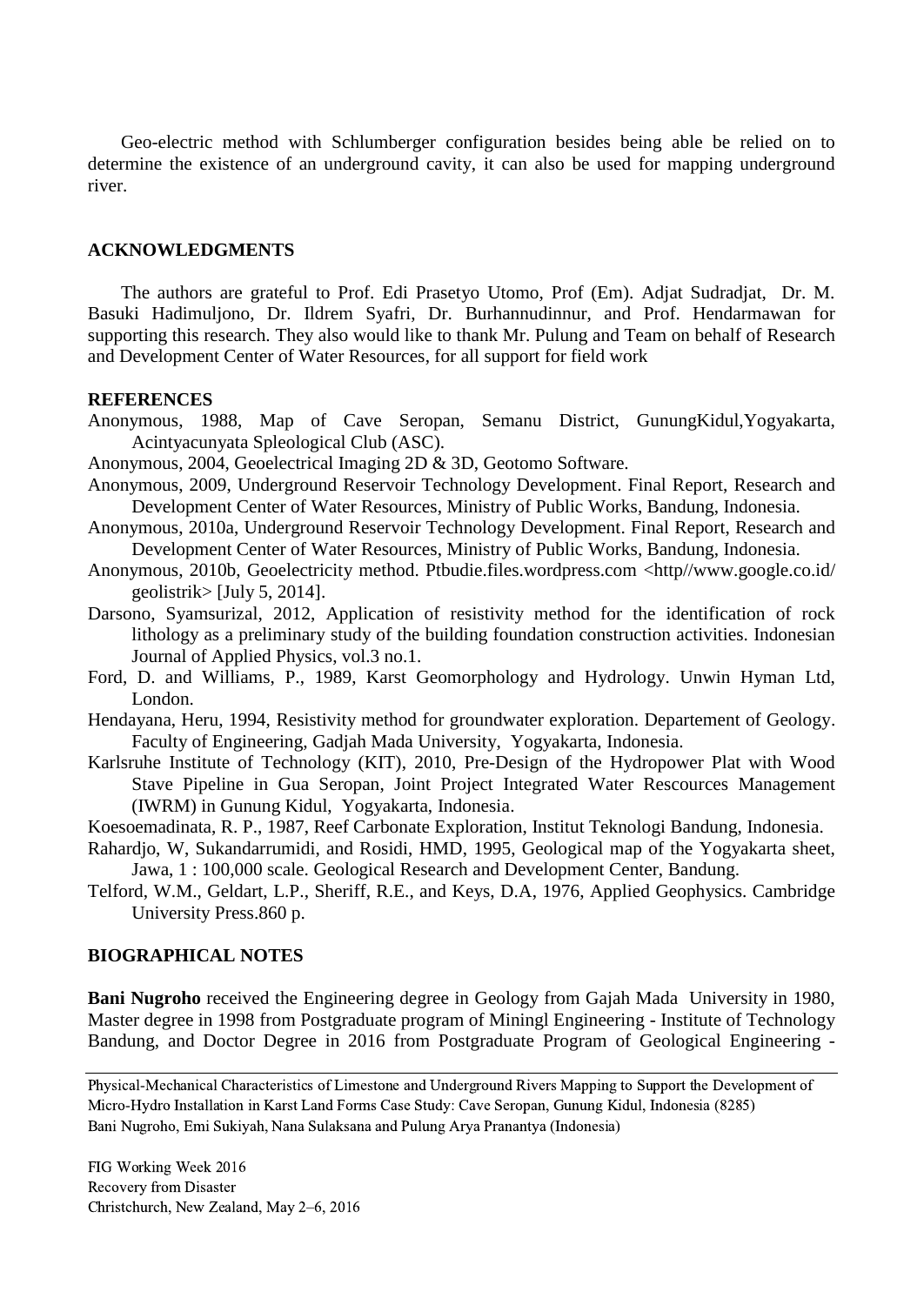Geo-electric method with Schlumberger configuration besides being able be relied on to determine the existence of an underground cavity, it can also be used for mapping underground river.

## ACKNOWLEDGMENTS

The authors are grateful to Prof. Edi Prasetyo Utomo, Prof (Em). Adjat Sudradjat, Dr. M. Basuki Hadimuljono, Dr. Ildrem Syafri, Dr. Burhannudinnur, and Prof. Hendarmawan for supporting this research. They also would like to thank Mr. Pulung and Team on behalf of Research and Development Center of Water Resources, for all support for field work

## REFERENCES

Anonymous, 1988, Map of Cave Seropan, Semanu District, GunungKidul,Yogyakarta, Acintyacunyata Spleological Club (ASC).

Anonymous, 2004, Geoelectrical Imaging 2D & 3D, Geotomo Software.

Anonymous, 2009, Underground Reservoir Technology Development. Final Report, Research and Development Center of Water Resources, Ministry of Public Works, Bandung, Indonesia.

Anonymous, 2010a, Underground Reservoir Technology Development. Final Report, Research and Development Center of Water Resources, Ministry of Public Works, Bandung, Indonesia.

Anonymous, 2010b, Geoelectricity method. Ptbudie.files.wordpress.com <http//www.google.co.id/geolistrik> [July 5, 2014].

Darsono, Syamsurizal, 2012, Application of resistivity method for the identification of rock lithology as a preliminary study of the building foundation construction activities. Indonesian Journal of Applied Physics, vol.3 no.1.

Ford, D. and Williams, P., 1989, Karst Geomorphology and Hydrology. Unwin Hyman Ltd, London.

Hendayana, Heru, 1994, Resistivity method for groundwater exploration. Departement of Geology. Faculty of Engineering, Gadjah Mada University, Yogyakarta, Indonesia.

Karlsruhe Institute of Technology (KIT), 2010, Pre-Design of the Hydropower Plat with Wood Stave Pipeline in Gua Seropan, Joint Project Integrated Water Rescources Management (IWRM) in Gunung Kidul, Yogyakarta, Indonesia.

Koesoemadinata, R. P., 1987, Reef Carbonate Exploration, Institut Teknologi Bandung, Indonesia.

Rahardjo, W, Sukandarrumidi, and Rosidi, HMD, 1995, Geological map of the Yogyakarta sheet, Jawa, 1 : 100,000 scale. Geological Research and Development Center, Bandung.

Telford, W.M., Geldart, L.P., Sheriff, R.E., and Keys, D.A, 1976, Applied Geophysics. Cambridge University Press.860 p.

## BIOGRAPHICAL NOTES

**Bani Nugroho** received the Engineering degree in Geology from Gajah Mada University in 1980, Master degree in 1998 from Postgraduate program of Miningl Engineering - Institute of Technology Bandung, and Doctor Degree in 2016 from Postgraduate Program of Geological Engineering -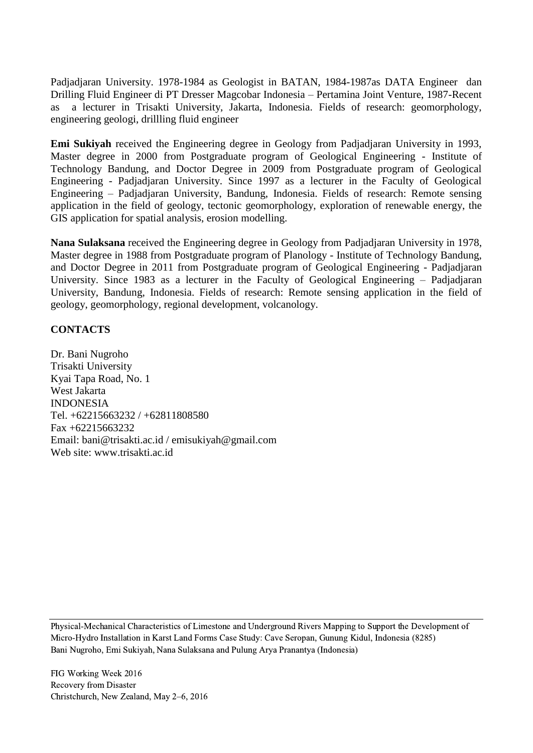Padjadjaran University. 1978-1984 as Geologist in BATAN, 1984-1987as DATA Engineer dan Drilling Fluid Engineer di PT Dresser Magcobar Indonesia – Pertamina Joint Venture, 1987-Recent as a lecturer in Trisakti University, Jakarta, Indonesia. Fields of research: geomorphology, engineering geologi, drillling fluid engineer

**Emi Sukiyah** received the Engineering degree in Geology from Padjadjaran University in 1993, Master degree in 2000 from Postgraduate program of Geological Engineering - Institute of Technology Bandung, and Doctor Degree in 2009 from Postgraduate program of Geological Engineering - Padjadjaran University. Since 1997 as a lecturer in the Faculty of Geological Engineering – Padjadjaran University, Bandung, Indonesia. Fields of research: Remote sensing application in the field of geology, tectonic geomorphology, exploration of renewable energy, the GIS application for spatial analysis, erosion modelling.

**Nana Sulaksana** received the Engineering degree in Geology from Padjadjaran University in 1978, Master degree in 1988 from Postgraduate program of Planology - Institute of Technology Bandung, and Doctor Degree in 2011 from Postgraduate program of Geological Engineering - Padjadjaran University. Since 1983 as a lecturer in the Faculty of Geological Engineering – Padjadjaran University, Bandung, Indonesia. Fields of research: Remote sensing application in the field of geology, geomorphology, regional development, volcanology.

## CONTACTS

Dr. Bani Nugroho
Trisakti University
Kyai Tapa Road, No. 1
West Jakarta
INDONESIA
Tel. +62215663232 / +62811808580
Fax +62215663232
Email: bani@trisakti.ac.id / emisukiyah@gmail.com
Web site: www.trisakti.ac.id